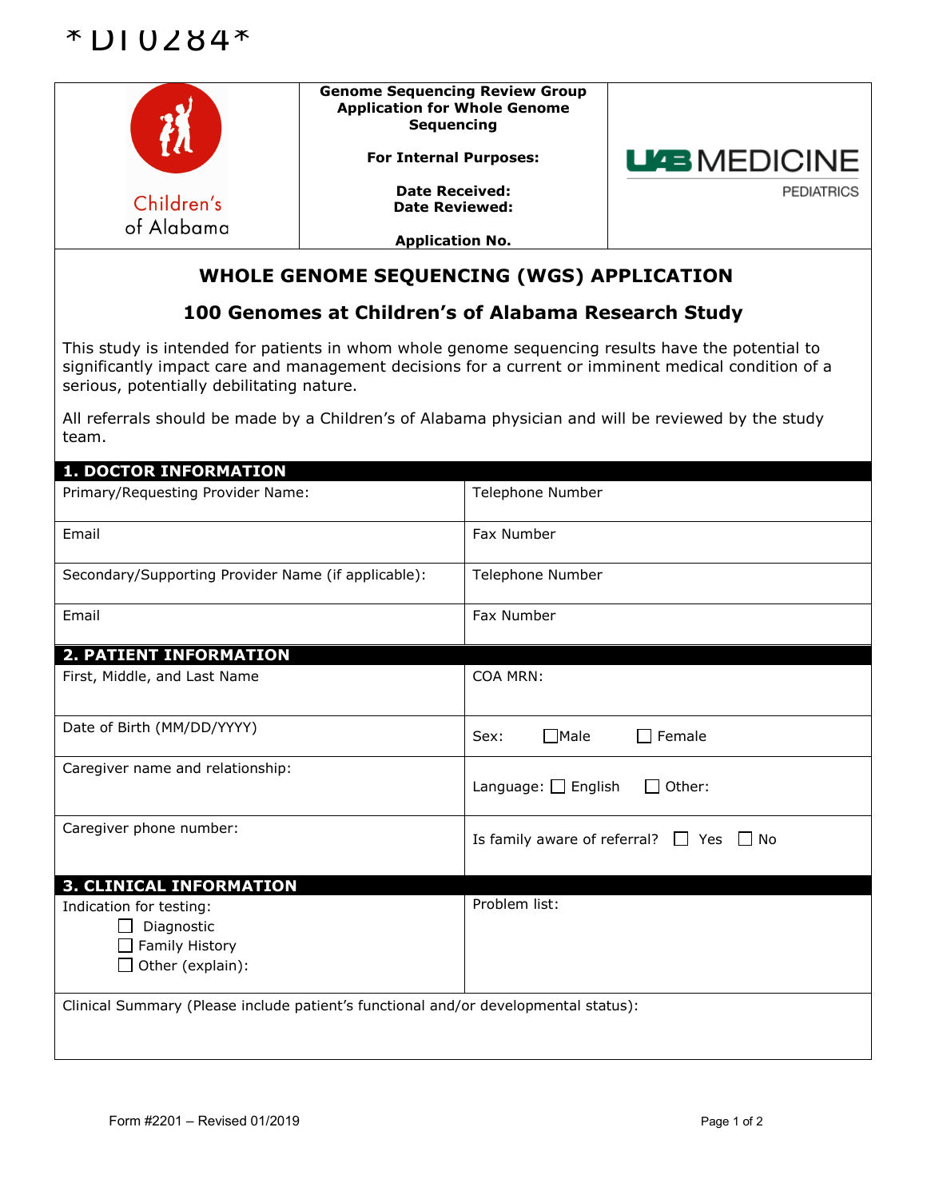*DI0284*

| Children's of Alabama | **Genome Sequencing Review Group Application for Whole Genome Sequencing**<br><br>**For Internal Purposes:**<br><br>**Date Received:**<br>**Date Reviewed:**<br><br>**Application No.** | UAB MEDICINE PEDIATRICS |
|---|---|---|

# WHOLE GENOME SEQUENCING (WGS) APPLICATION

## 100 Genomes at Children's of Alabama Research Study

This study is intended for patients in whom whole genome sequencing results have the potential to significantly impact care and management decisions for a current or imminent medical condition of a serious, potentially debilitating nature.

All referrals should be made by a Children's of Alabama physician and will be reviewed by the study team.

| **1. DOCTOR INFORMATION** | |
|---|---|
| Primary/Requesting Provider Name: | Telephone Number |
| Email | Fax Number |
| Secondary/Supporting Provider Name (if applicable): | Telephone Number |
| Email | Fax Number |

| **2. PATIENT INFORMATION** | |
|---|---|
| First, Middle, and Last Name | COA MRN: |
| Date of Birth (MM/DD/YYYY) | Sex: ☐ Male ☐ Female |
| Caregiver name and relationship: | Language: ☐ English ☐ Other: |
| Caregiver phone number: | Is family aware of referral? ☐ Yes ☐ No |

| **3. CLINICAL INFORMATION** | |
|---|---|
| Indication for testing:<br>☐ Diagnostic<br>☐ Family History<br>☐ Other (explain): | Problem list: |
| Clinical Summary (Please include patient's functional and/or developmental status): | |

Form #2201 – Revised 01/2019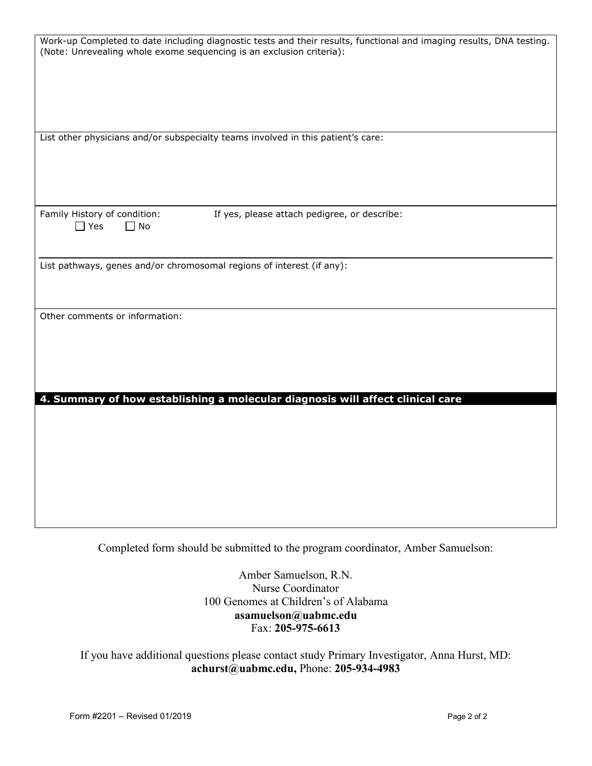Work-up Completed to date including diagnostic tests and their results, functional and imaging results, DNA testing. (Note: Unrevealing whole exome sequencing is an exclusion criteria):

List other physicians and/or subspecialty teams involved in this patient's care:

Family History of condition: ☐ Yes ☐ No

If yes, please attach pedigree, or describe:

List pathways, genes and/or chromosomal regions of interest (if any):

Other comments or information:

## 4. Summary of how establishing a molecular diagnosis will affect clinical care

Completed form should be submitted to the program coordinator, Amber Samuelson:

Amber Samuelson, R.N.
Nurse Coordinator
100 Genomes at Children's of Alabama
**asamuelson@uabmc.edu**
Fax: **205-975-6613**

If you have additional questions please contact study Primary Investigator, Anna Hurst, MD:
**achurst@uabmc.edu,** Phone: **205-934-4983**

Form #2201 – Revised 01/2019